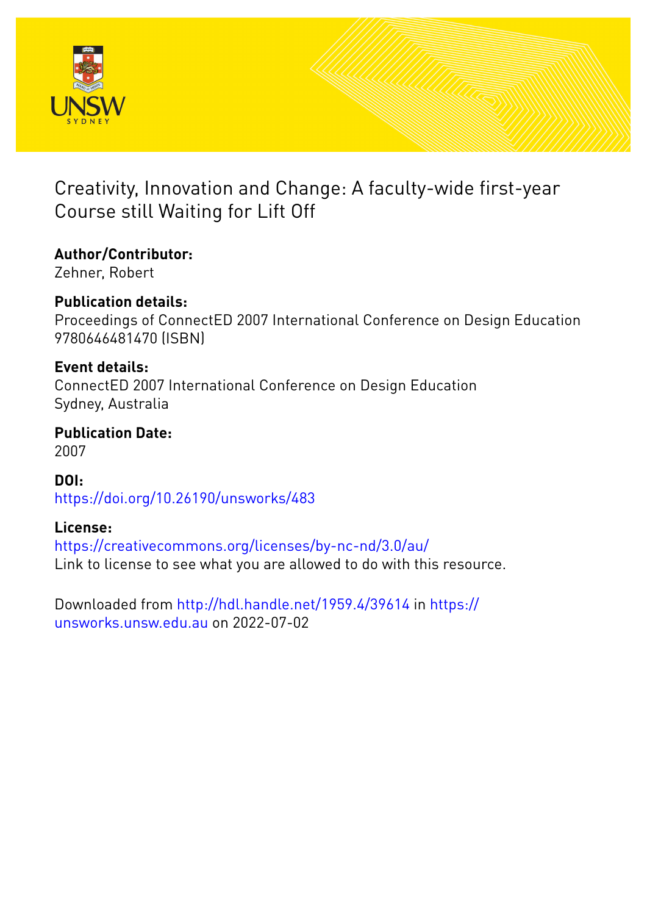# Creativity, Innovation and Change: A faculty-wide first-year Course still Waiting for Lift Off

**Author/Contributor:**
Zehner, Robert

**Publication details:**
Proceedings of ConnectED 2007 International Conference on Design Education
9780646481470 (ISBN)

**Event details:**
ConnectED 2007 International Conference on Design Education
Sydney, Australia

**Publication Date:**
2007

**DOI:**
https://doi.org/10.26190/unsworks/483

**License:**
https://creativecommons.org/licenses/by-nc-nd/3.0/au/
Link to license to see what you are allowed to do with this resource.

Downloaded from http://hdl.handle.net/1959.4/39614 in https://unsworks.unsw.edu.au on 2022-07-02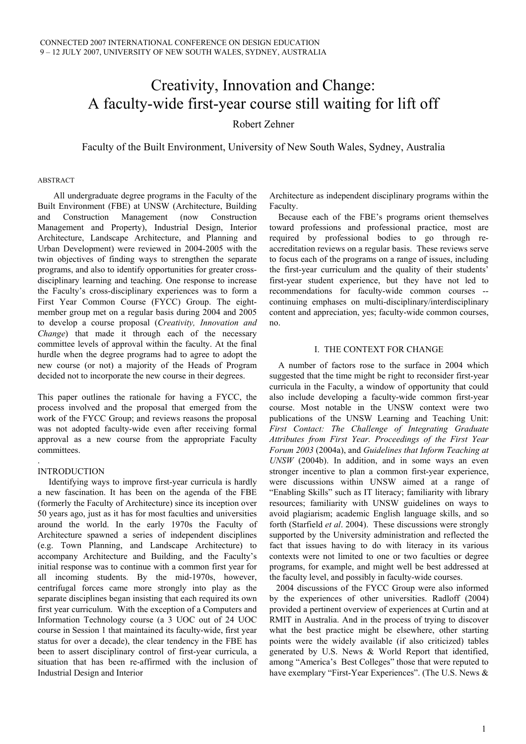CONNECTED 2007 INTERNATIONAL CONFERENCE ON DESIGN EDUCATION
9 – 12 JULY 2007, UNIVERSITY OF NEW SOUTH WALES, SYDNEY, AUSTRALIA

# Creativity, Innovation and Change: A faculty-wide first-year course still waiting for lift off

Robert Zehner

Faculty of the Built Environment, University of New South Wales, Sydney, Australia

ABSTRACT

All undergraduate degree programs in the Faculty of the Built Environment (FBE) at UNSW (Architecture, Building and Construction Management (now Construction Management and Property), Industrial Design, Interior Architecture, Landscape Architecture, and Planning and Urban Development) were reviewed in 2004-2005 with the twin objectives of finding ways to strengthen the separate programs, and also to identify opportunities for greater cross-disciplinary learning and teaching. One response to increase the Faculty's cross-disciplinary experiences was to form a First Year Common Course (FYCC) Group. The eight-member group met on a regular basis during 2004 and 2005 to develop a course proposal (*Creativity, Innovation and Change*) that made it through each of the necessary committee levels of approval within the faculty. At the final hurdle when the degree programs had to agree to adopt the new course (or not) a majority of the Heads of Program decided not to incorporate the new course in their degrees.

This paper outlines the rationale for having a FYCC, the process involved and the proposal that emerged from the work of the FYCC Group; and reviews reasons the proposal was not adopted faculty-wide even after receiving formal approval as a new course from the appropriate Faculty committees.

.

INTRODUCTION

Identifying ways to improve first-year curricula is hardly a new fascination. It has been on the agenda of the FBE (formerly the Faculty of Architecture) since its inception over 50 years ago, just as it has for most faculties and universities around the world. In the early 1970s the Faculty of Architecture spawned a series of independent disciplines (e.g. Town Planning, and Landscape Architecture) to accompany Architecture and Building, and the Faculty's initial response was to continue with a common first year for all incoming students. By the mid-1970s, however, centrifugal forces came more strongly into play as the separate disciplines began insisting that each required its own first year curriculum. With the exception of a Computers and Information Technology course (a 3 UOC out of 24 UOC course in Session 1 that maintained its faculty-wide, first year status for over a decade), the clear tendency in the FBE has been to assert disciplinary control of first-year curricula, a situation that has been re-affirmed with the inclusion of Industrial Design and Interior Architecture as independent disciplinary programs within the Faculty.

Because each of the FBE's programs orient themselves toward professions and professional practice, most are required by professional bodies to go through re-accreditation reviews on a regular basis. These reviews serve to focus each of the programs on a range of issues, including the first-year curriculum and the quality of their students' first-year student experience, but they have not led to recommendations for faculty-wide common courses -- continuing emphases on multi-disciplinary/interdisciplinary content and appreciation, yes; faculty-wide common courses, no.

## I. THE CONTEXT FOR CHANGE

A number of factors rose to the surface in 2004 which suggested that the time might be right to reconsider first-year curricula in the Faculty, a window of opportunity that could also include developing a faculty-wide common first-year course. Most notable in the UNSW context were two publications of the UNSW Learning and Teaching Unit: *First Contact: The Challenge of Integrating Graduate Attributes from First Year. Proceedings of the First Year Forum 2003* (2004a), and *Guidelines that Inform Teaching at UNSW* (2004b). In addition, and in some ways an even stronger incentive to plan a common first-year experience, were discussions within UNSW aimed at a range of "Enabling Skills" such as IT literacy; familiarity with library resources; familiarity with UNSW guidelines on ways to avoid plagiarism; academic English language skills, and so forth (Starfield *et al*. 2004). These discussions were strongly supported by the University administration and reflected the fact that issues having to do with literacy in its various contexts were not limited to one or two faculties or degree programs, for example, and might well be best addressed at the faculty level, and possibly in faculty-wide courses.

2004 discussions of the FYCC Group were also informed by the experiences of other universities. Radloff (2004) provided a pertinent overview of experiences at Curtin and at RMIT in Australia. And in the process of trying to discover what the best practice might be elsewhere, other starting points were the widely available (if also criticized) tables generated by U.S. News & World Report that identified, among "America's Best Colleges" those that were reputed to have exemplary "First-Year Experiences". (The U.S. News &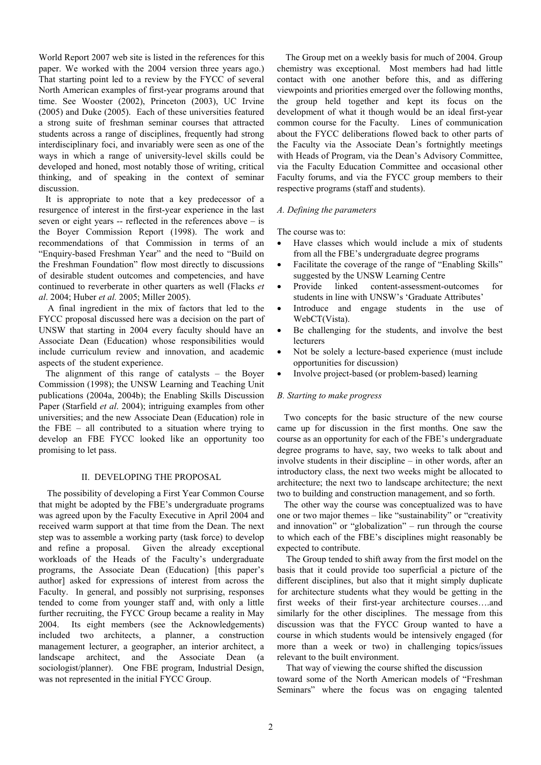World Report 2007 web site is listed in the references for this paper. We worked with the 2004 version three years ago.) That starting point led to a review by the FYCC of several North American examples of first-year programs around that time. See Wooster (2002), Princeton (2003), UC Irvine (2005) and Duke (2005). Each of these universities featured a strong suite of freshman seminar courses that attracted students across a range of disciplines, frequently had strong interdisciplinary foci, and invariably were seen as one of the ways in which a range of university-level skills could be developed and honed, most notably those of writing, critical thinking, and of speaking in the context of seminar discussion.

It is appropriate to note that a key predecessor of a resurgence of interest in the first-year experience in the last seven or eight years -- reflected in the references above – is the Boyer Commission Report (1998). The work and recommendations of that Commission in terms of an "Enquiry-based Freshman Year" and the need to "Build on the Freshman Foundation" flow most directly to discussions of desirable student outcomes and competencies, and have continued to reverberate in other quarters as well (Flacks *et al*. 2004; Huber *et al.* 2005; Miller 2005).

A final ingredient in the mix of factors that led to the FYCC proposal discussed here was a decision on the part of UNSW that starting in 2004 every faculty should have an Associate Dean (Education) whose responsibilities would include curriculum review and innovation, and academic aspects of the student experience.

The alignment of this range of catalysts – the Boyer Commission (1998); the UNSW Learning and Teaching Unit publications (2004a, 2004b); the Enabling Skills Discussion Paper (Starfield *et al*. 2004); intriguing examples from other universities; and the new Associate Dean (Education) role in the FBE – all contributed to a situation where trying to develop an FBE FYCC looked like an opportunity too promising to let pass.

## II. DEVELOPING THE PROPOSAL

The possibility of developing a First Year Common Course that might be adopted by the FBE's undergraduate programs was agreed upon by the Faculty Executive in April 2004 and received warm support at that time from the Dean. The next step was to assemble a working party (task force) to develop and refine a proposal. Given the already exceptional workloads of the Heads of the Faculty's undergraduate programs, the Associate Dean (Education) [this paper's author] asked for expressions of interest from across the Faculty. In general, and possibly not surprising, responses tended to come from younger staff and, with only a little further recruiting, the FYCC Group became a reality in May 2004. Its eight members (see the Acknowledgements) included two architects, a planner, a construction management lecturer, a geographer, an interior architect, a landscape architect, and the Associate Dean (a sociologist/planner). One FBE program, Industrial Design, was not represented in the initial FYCC Group.

The Group met on a weekly basis for much of 2004. Group chemistry was exceptional. Most members had had little contact with one another before this, and as differing viewpoints and priorities emerged over the following months, the group held together and kept its focus on the development of what it though would be an ideal first-year common course for the Faculty. Lines of communication about the FYCC deliberations flowed back to other parts of the Faculty via the Associate Dean's fortnightly meetings with Heads of Program, via the Dean's Advisory Committee, via the Faculty Education Committee and occasional other Faculty forums, and via the FYCC group members to their respective programs (staff and students).

### *A. Defining the parameters*

The course was to:

- Have classes which would include a mix of students from all the FBE's undergraduate degree programs
- Facilitate the coverage of the range of "Enabling Skills" suggested by the UNSW Learning Centre
- Provide linked content-assessment-outcomes for students in line with UNSW's 'Graduate Attributes'
- Introduce and engage students in the use of WebCT(Vista).
- Be challenging for the students, and involve the best lecturers
- Not be solely a lecture-based experience (must include opportunities for discussion)
- Involve project-based (or problem-based) learning

### *B. Starting to make progress*

Two concepts for the basic structure of the new course came up for discussion in the first months. One saw the course as an opportunity for each of the FBE's undergraduate degree programs to have, say, two weeks to talk about and involve students in their discipline – in other words, after an introductory class, the next two weeks might be allocated to architecture; the next two to landscape architecture; the next two to building and construction management, and so forth.

The other way the course was conceptualized was to have one or two major themes – like "sustainability" or "creativity and innovation" or "globalization" – run through the course to which each of the FBE's disciplines might reasonably be expected to contribute.

The Group tended to shift away from the first model on the basis that it could provide too superficial a picture of the different disciplines, but also that it might simply duplicate for architecture students what they would be getting in the first weeks of their first-year architecture courses….and similarly for the other disciplines. The message from this discussion was that the FYCC Group wanted to have a course in which students would be intensively engaged (for more than a week or two) in challenging topics/issues relevant to the built environment.

That way of viewing the course shifted the discussion toward some of the North American models of "Freshman Seminars" where the focus was on engaging talented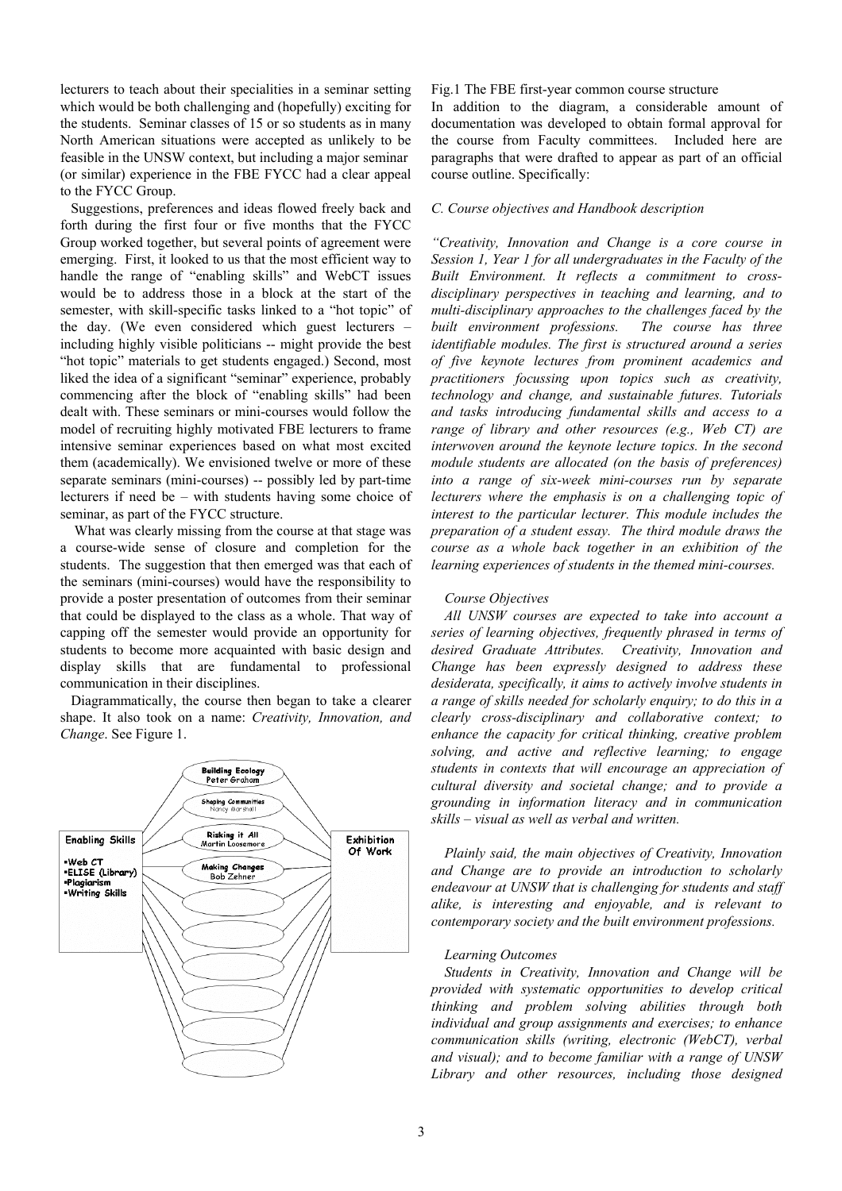lecturers to teach about their specialities in a seminar setting which would be both challenging and (hopefully) exciting for the students. Seminar classes of 15 or so students as in many North American situations were accepted as unlikely to be feasible in the UNSW context, but including a major seminar (or similar) experience in the FBE FYCC had a clear appeal to the FYCC Group.

Suggestions, preferences and ideas flowed freely back and forth during the first four or five months that the FYCC Group worked together, but several points of agreement were emerging. First, it looked to us that the most efficient way to handle the range of "enabling skills" and WebCT issues would be to address those in a block at the start of the semester, with skill-specific tasks linked to a "hot topic" of the day. (We even considered which guest lecturers – including highly visible politicians -- might provide the best "hot topic" materials to get students engaged.) Second, most liked the idea of a significant "seminar" experience, probably commencing after the block of "enabling skills" had been dealt with. These seminars or mini-courses would follow the model of recruiting highly motivated FBE lecturers to frame intensive seminar experiences based on what most excited them (academically). We envisioned twelve or more of these separate seminars (mini-courses) -- possibly led by part-time lecturers if need be – with students having some choice of seminar, as part of the FYCC structure.

What was clearly missing from the course at that stage was a course-wide sense of closure and completion for the students. The suggestion that then emerged was that each of the seminars (mini-courses) would have the responsibility to provide a poster presentation of outcomes from their seminar that could be displayed to the class as a whole. That way of capping off the semester would provide an opportunity for students to become more acquainted with basic design and display skills that are fundamental to professional communication in their disciplines.

Diagrammatically, the course then began to take a clearer shape. It also took on a name: *Creativity, Innovation, and Change*. See Figure 1.

Enabling Skills
- Web CT
- ELISE (Library)
- Plagiarism
- Writing Skills

Building Ecology – Peter Graham
Shaping Communities – Nancy Marshall
Risking it All – Martin Loosemore
Making Changes – Bob Zehner

Exhibition Of Work

Fig.1 The FBE first-year common course structure

In addition to the diagram, a considerable amount of documentation was developed to obtain formal approval for the course from Faculty committees. Included here are paragraphs that were drafted to appear as part of an official course outline. Specifically:

*C. Course objectives and Handbook description*

*"Creativity, Innovation and Change is a core course in Session 1, Year 1 for all undergraduates in the Faculty of the Built Environment. It reflects a commitment to cross-disciplinary perspectives in teaching and learning, and to multi-disciplinary approaches to the challenges faced by the built environment professions. The course has three identifiable modules. The first is structured around a series of five keynote lectures from prominent academics and practitioners focussing upon topics such as creativity, technology and change, and sustainable futures. Tutorials and tasks introducing fundamental skills and access to a range of library and other resources (e.g., Web CT) are interwoven around the keynote lecture topics. In the second module students are allocated (on the basis of preferences) into a range of six-week mini-courses run by separate lecturers where the emphasis is on a challenging topic of interest to the particular lecturer. This module includes the preparation of a student essay. The third module draws the course as a whole back together in an exhibition of the learning experiences of students in the themed mini-courses.*

*Course Objectives*

*All UNSW courses are expected to take into account a series of learning objectives, frequently phrased in terms of desired Graduate Attributes. Creativity, Innovation and Change has been expressly designed to address these desiderata, specifically, it aims to actively involve students in a range of skills needed for scholarly enquiry; to do this in a clearly cross-disciplinary and collaborative context; to enhance the capacity for critical thinking, creative problem solving, and active and reflective learning; to engage students in contexts that will encourage an appreciation of cultural diversity and societal change; and to provide a grounding in information literacy and in communication skills – visual as well as verbal and written.*

*Plainly said, the main objectives of Creativity, Innovation and Change are to provide an introduction to scholarly endeavour at UNSW that is challenging for students and staff alike, is interesting and enjoyable, and is relevant to contemporary society and the built environment professions.*

*Learning Outcomes*

*Students in Creativity, Innovation and Change will be provided with systematic opportunities to develop critical thinking and problem solving abilities through both individual and group assignments and exercises; to enhance communication skills (writing, electronic (WebCT), verbal and visual); and to become familiar with a range of UNSW Library and other resources, including those designed*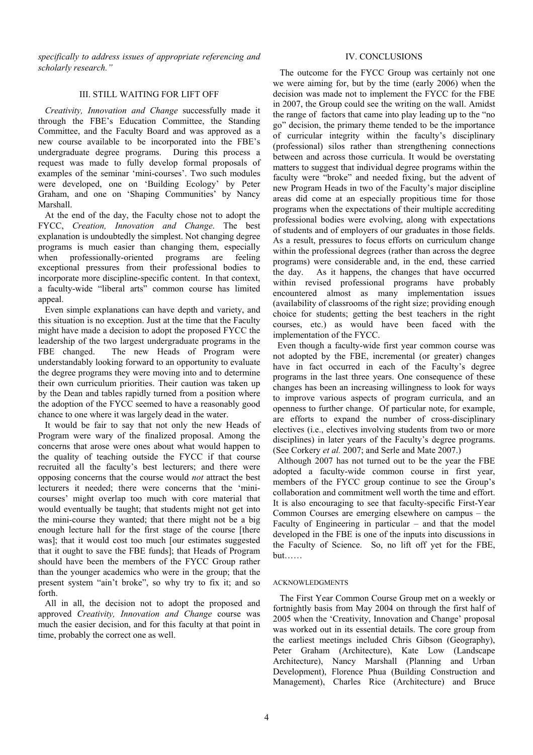*specifically to address issues of appropriate referencing and scholarly research."*

## III. STILL WAITING FOR LIFT OFF

*Creativity, Innovation and Change* successfully made it through the FBE's Education Committee, the Standing Committee, and the Faculty Board and was approved as a new course available to be incorporated into the FBE's undergraduate degree programs. During this process a request was made to fully develop formal proposals of examples of the seminar 'mini-courses'. Two such modules were developed, one on 'Building Ecology' by Peter Graham, and one on 'Shaping Communities' by Nancy Marshall.

At the end of the day, the Faculty chose not to adopt the FYCC, *Creation, Innovation and Change*. The best explanation is undoubtedly the simplest. Not changing degree programs is much easier than changing them, especially when professionally-oriented programs are feeling exceptional pressures from their professional bodies to incorporate more discipline-specific content. In that context, a faculty-wide "liberal arts" common course has limited appeal.

Even simple explanations can have depth and variety, and this situation is no exception. Just at the time that the Faculty might have made a decision to adopt the proposed FYCC the leadership of the two largest undergraduate programs in the FBE changed. The new Heads of Program were understandably looking forward to an opportunity to evaluate the degree programs they were moving into and to determine their own curriculum priorities. Their caution was taken up by the Dean and tables rapidly turned from a position where the adoption of the FYCC seemed to have a reasonably good chance to one where it was largely dead in the water.

It would be fair to say that not only the new Heads of Program were wary of the finalized proposal. Among the concerns that arose were ones about what would happen to the quality of teaching outside the FYCC if that course recruited all the faculty's best lecturers; and there were opposing concerns that the course would *not* attract the best lecturers it needed; there were concerns that the 'mini-courses' might overlap too much with core material that would eventually be taught; that students might not get into the mini-course they wanted; that there might not be a big enough lecture hall for the first stage of the course [there was]; that it would cost too much [our estimates suggested that it ought to save the FBE funds]; that Heads of Program should have been the members of the FYCC Group rather than the younger academics who were in the group; that the present system "ain't broke", so why try to fix it; and so forth.

All in all, the decision not to adopt the proposed and approved *Creativity, Innovation and Change* course was much the easier decision, and for this faculty at that point in time, probably the correct one as well.

## IV. CONCLUSIONS

The outcome for the FYCC Group was certainly not one we were aiming for, but by the time (early 2006) when the decision was made not to implement the FYCC for the FBE in 2007, the Group could see the writing on the wall. Amidst the range of factors that came into play leading up to the "no go" decision, the primary theme tended to be the importance of curricular integrity within the faculty's disciplinary (professional) silos rather than strengthening connections between and across those curricula. It would be overstating matters to suggest that individual degree programs within the faculty were "broke" and needed fixing, but the advent of new Program Heads in two of the Faculty's major discipline areas did come at an especially propitious time for those programs when the expectations of their multiple accrediting professional bodies were evolving, along with expectations of students and of employers of our graduates in those fields. As a result, pressures to focus efforts on curriculum change within the professional degrees (rather than across the degree programs) were considerable and, in the end, these carried the day. As it happens, the changes that have occurred within revised professional programs have probably encountered almost as many implementation issues (availability of classrooms of the right size; providing enough choice for students; getting the best teachers in the right courses, etc.) as would have been faced with the implementation of the FYCC.

Even though a faculty-wide first year common course was not adopted by the FBE, incremental (or greater) changes have in fact occurred in each of the Faculty's degree programs in the last three years. One consequence of these changes has been an increasing willingness to look for ways to improve various aspects of program curricula, and an openness to further change. Of particular note, for example, are efforts to expand the number of cross-disciplinary electives (i.e., electives involving students from two or more disciplines) in later years of the Faculty's degree programs. (See Corkery *et al.* 2007; and Serle and Mate 2007.)

Although 2007 has not turned out to be the year the FBE adopted a faculty-wide common course in first year, members of the FYCC group continue to see the Group's collaboration and commitment well worth the time and effort. It is also encouraging to see that faculty-specific First-Year Common Courses are emerging elsewhere on campus – the Faculty of Engineering in particular – and that the model developed in the FBE is one of the inputs into discussions in the Faculty of Science. So, no lift off yet for the FBE, but……

### ACKNOWLEDGMENTS

The First Year Common Course Group met on a weekly or fortnightly basis from May 2004 on through the first half of 2005 when the 'Creativity, Innovation and Change' proposal was worked out in its essential details. The core group from the earliest meetings included Chris Gibson (Geography), Peter Graham (Architecture), Kate Low (Landscape Architecture), Nancy Marshall (Planning and Urban Development), Florence Phua (Building Construction and Management), Charles Rice (Architecture) and Bruce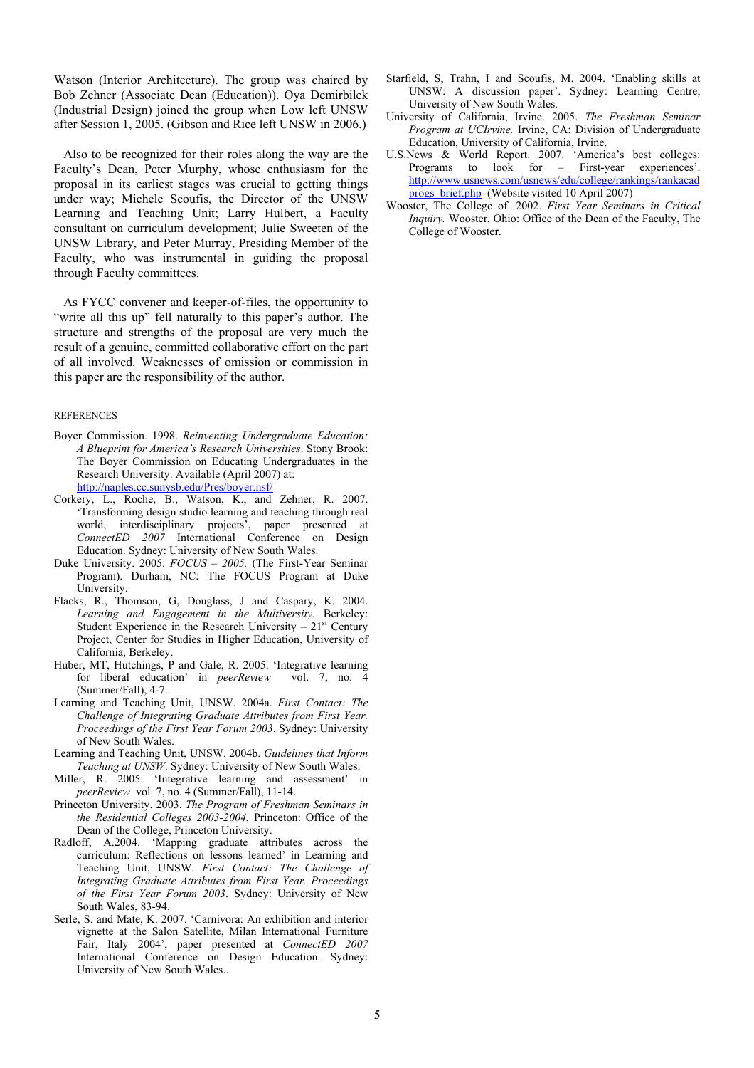Watson (Interior Architecture). The group was chaired by Bob Zehner (Associate Dean (Education)). Oya Demirbilek (Industrial Design) joined the group when Low left UNSW after Session 1, 2005. (Gibson and Rice left UNSW in 2006.)

Also to be recognized for their roles along the way are the Faculty's Dean, Peter Murphy, whose enthusiasm for the proposal in its earliest stages was crucial to getting things under way; Michele Scoufis, the Director of the UNSW Learning and Teaching Unit; Larry Hulbert, a Faculty consultant on curriculum development; Julie Sweeten of the UNSW Library, and Peter Murray, Presiding Member of the Faculty, who was instrumental in guiding the proposal through Faculty committees.

As FYCC convener and keeper-of-files, the opportunity to "write all this up" fell naturally to this paper's author. The structure and strengths of the proposal are very much the result of a genuine, committed collaborative effort on the part of all involved. Weaknesses of omission or commission in this paper are the responsibility of the author.

REFERENCES

Boyer Commission. 1998. *Reinventing Undergraduate Education: A Blueprint for America's Research Universities*. Stony Brook: The Boyer Commission on Educating Undergraduates in the Research University. Available (April 2007) at: http://naples.cc.sunysb.edu/Pres/boyer.nsf/

Corkery, L., Roche, B., Watson, K., and Zehner, R. 2007. 'Transforming design studio learning and teaching through real world, interdisciplinary projects', paper presented at *ConnectED 2007* International Conference on Design Education. Sydney: University of New South Wales.

Duke University. 2005. *FOCUS – 2005.* (The First-Year Seminar Program). Durham, NC: The FOCUS Program at Duke University.

Flacks, R., Thomson, G, Douglass, J and Caspary, K. 2004. *Learning and Engagement in the Multiversity.* Berkeley: Student Experience in the Research University – 21st Century Project, Center for Studies in Higher Education, University of California, Berkeley.

Huber, MT, Hutchings, P and Gale, R. 2005. 'Integrative learning for liberal education' in *peerReview* vol. 7, no. 4 (Summer/Fall), 4-7.

Learning and Teaching Unit, UNSW. 2004a. *First Contact: The Challenge of Integrating Graduate Attributes from First Year. Proceedings of the First Year Forum 2003*. Sydney: University of New South Wales.

Learning and Teaching Unit, UNSW. 2004b. *Guidelines that Inform Teaching at UNSW*. Sydney: University of New South Wales.

Miller, R. 2005. 'Integrative learning and assessment' in *peerReview* vol. 7, no. 4 (Summer/Fall), 11-14.

Princeton University. 2003. *The Program of Freshman Seminars in the Residential Colleges 2003-2004.* Princeton: Office of the Dean of the College, Princeton University.

Radloff, A.2004. 'Mapping graduate attributes across the curriculum: Reflections on lessons learned' in Learning and Teaching Unit, UNSW. *First Contact: The Challenge of Integrating Graduate Attributes from First Year. Proceedings of the First Year Forum 2003*. Sydney: University of New South Wales, 83-94.

Serle, S. and Mate, K. 2007. 'Carnivora: An exhibition and interior vignette at the Salon Satellite, Milan International Furniture Fair, Italy 2004', paper presented at *ConnectED 2007* International Conference on Design Education. Sydney: University of New South Wales..

Starfield, S, Trahn, I and Scoufis, M. 2004. 'Enabling skills at UNSW: A discussion paper'. Sydney: Learning Centre, University of New South Wales.

University of California, Irvine. 2005. *The Freshman Seminar Program at UCIrvine.* Irvine, CA: Division of Undergraduate Education, University of California, Irvine.

U.S.News & World Report. 2007. 'America's best colleges: Programs to look for – First-year experiences'. http://www.usnews.com/usnews/edu/college/rankings/rankacadprogs_brief.php (Website visited 10 April 2007)

Wooster, The College of. 2002. *First Year Seminars in Critical Inquiry.* Wooster, Ohio: Office of the Dean of the Faculty, The College of Wooster.